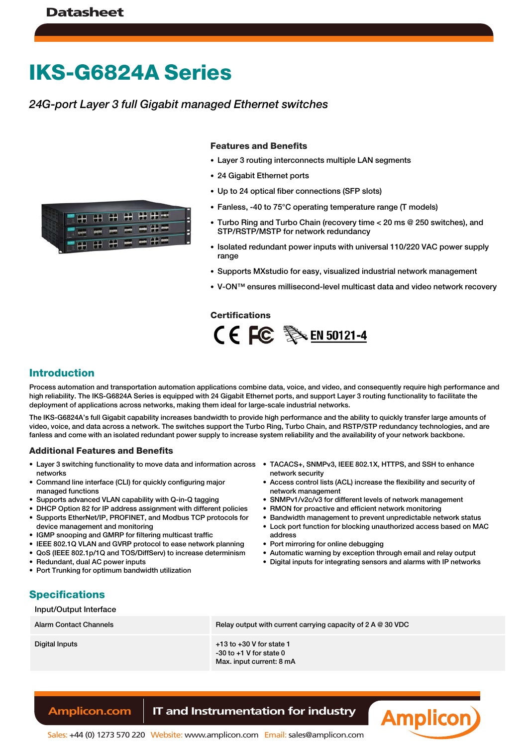# IKS-G6824A Series

*24G-port Layer 3 full Gigabit managed Ethernet switches*

### Features and Benefits

- Layer 3 routing interconnects multiple LAN segments
- 24 Gigabit Ethernet ports
- Up to 24 optical fiber connections (SFP slots)
- Fanless, -40 to 75°C operating temperature range (T models)
- Turbo Ring and Turbo Chain (recovery time < 20 ms @ 250 switches), and STP/RSTP/MSTP for network redundancy
- Isolated redundant power inputs with universal 110/220 VAC power supply range
- Supports MXstudio for easy, visualized industrial network management
- V-ON™ ensures millisecond-level multicast data and video network recovery

### Certifications

CE FC EN 50121-4

## Introduction

Process automation and transportation automation applications combine data, voice, and video, and consequently require high performance and high reliability. The IKS-G6824A Series is equipped with 24 Gigabit Ethernet ports, and support Layer 3 routing functionality to facilitate the deployment of applications across networks, making them ideal for large-scale industrial networks.

The IKS-G6824A's full Gigabit capability increases bandwidth to provide high performance and the ability to quickly transfer large amounts of video, voice, and data across a network. The switches support the Turbo Ring, Turbo Chain, and RSTP/STP redundancy technologies, and are fanless and come with an isolated redundant power supply to increase system reliability and the availability of your network backbone.

### Additional Features and Benefits

- Layer 3 switching functionality to move data and information across networks
- Command line interface (CLI) for quickly configuring major managed functions
- Supports advanced VLAN capability with Q-in-Q tagging
- DHCP Option 82 for IP address assignment with different policies
- Supports EtherNet/IP, PROFINET, and Modbus TCP protocols for device management and monitoring
- IGMP snooping and GMRP for filtering multicast traffic
- IEEE 802.1Q VLAN and GVRP protocol to ease network planning
- QoS (IEEE 802.1p/1Q and TOS/DiffServ) to increase determinism
- Redundant, dual AC power inputs
- Port Trunking for optimum bandwidth utilization
- TACACS+, SNMPv3, IEEE 802.1X, HTTPS, and SSH to enhance network security
- Access control lists (ACL) increase the flexibility and security of network management
- SNMPv1/v2c/v3 for different levels of network management
- RMON for proactive and efficient network monitoring
- Bandwidth management to prevent unpredictable network status
- Lock port function for blocking unauthorized access based on MAC address
- Port mirroring for online debugging
- Automatic warning by exception through email and relay output
- Digital inputs for integrating sensors and alarms with IP networks

## Specifications

Input/Output Interface

| | |
|---|---|
| Alarm Contact Channels | Relay output with current carrying capacity of 2 A @ 30 VDC |
| Digital Inputs | +13 to +30 V for state 1<br>-30 to +1 V for state 0<br>Max. input current: 8 mA |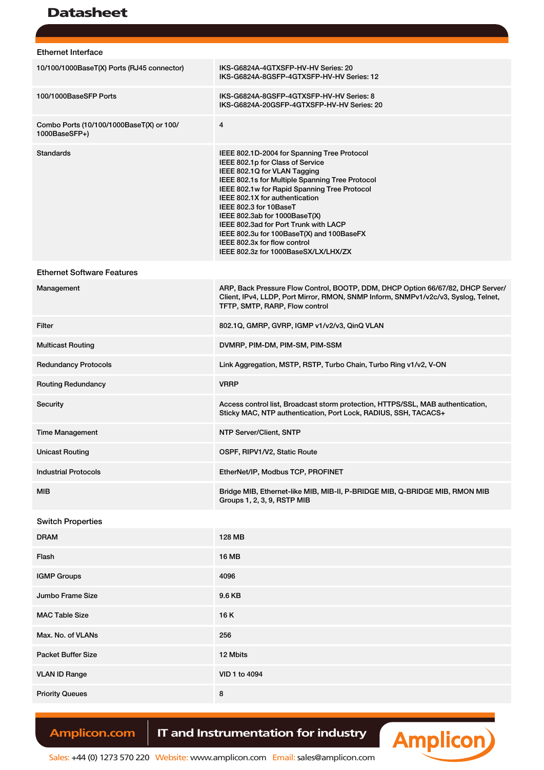## Ethernet Interface

| | |
|---|---|
| 10/100/1000BaseT(X) Ports (RJ45 connector) | IKS-G6824A-4GTXSFP-HV-HV Series: 20<br>IKS-G6824A-8GSFP-4GTXSFP-HV-HV Series: 12 |
| 100/1000BaseSFP Ports | IKS-G6824A-8GSFP-4GTXSFP-HV-HV Series: 8<br>IKS-G6824A-20GSFP-4GTXSFP-HV-HV Series: 20 |
| Combo Ports (10/100/1000BaseT(X) or 100/1000BaseSFP+) | 4 |
| Standards | IEEE 802.1D-2004 for Spanning Tree Protocol<br>IEEE 802.1p for Class of Service<br>IEEE 802.1Q for VLAN Tagging<br>IEEE 802.1s for Multiple Spanning Tree Protocol<br>IEEE 802.1w for Rapid Spanning Tree Protocol<br>IEEE 802.1X for authentication<br>IEEE 802.3 for 10BaseT<br>IEEE 802.3ab for 1000BaseT(X)<br>IEEE 802.3ad for Port Trunk with LACP<br>IEEE 802.3u for 100BaseT(X) and 100BaseFX<br>IEEE 802.3x for flow control<br>IEEE 802.3z for 1000BaseSX/LX/LHX/ZX |

## Ethernet Software Features

| | |
|---|---|
| Management | ARP, Back Pressure Flow Control, BOOTP, DDM, DHCP Option 66/67/82, DHCP Server/Client, IPv4, LLDP, Port Mirror, RMON, SNMP Inform, SNMPv1/v2c/v3, Syslog, Telnet, TFTP, SMTP, RARP, Flow control |
| Filter | 802.1Q, GMRP, GVRP, IGMP v1/v2/v3, QinQ VLAN |
| Multicast Routing | DVMRP, PIM-DM, PIM-SM, PIM-SSM |
| Redundancy Protocols | Link Aggregation, MSTP, RSTP, Turbo Chain, Turbo Ring v1/v2, V-ON |
| Routing Redundancy | VRRP |
| Security | Access control list, Broadcast storm protection, HTTPS/SSL, MAB authentication, Sticky MAC, NTP authentication, Port Lock, RADIUS, SSH, TACACS+ |
| Time Management | NTP Server/Client, SNTP |
| Unicast Routing | OSPF, RIPV1/V2, Static Route |
| Industrial Protocols | EtherNet/IP, Modbus TCP, PROFINET |
| MIB | Bridge MIB, Ethernet-like MIB, MIB-II, P-BRIDGE MIB, Q-BRIDGE MIB, RMON MIB Groups 1, 2, 3, 9, RSTP MIB |

## Switch Properties

| | |
|---|---|
| DRAM | 128 MB |
| Flash | 16 MB |
| IGMP Groups | 4096 |
| Jumbo Frame Size | 9.6 KB |
| MAC Table Size | 16 K |
| Max. No. of VLANs | 256 |
| Packet Buffer Size | 12 Mbits |
| VLAN ID Range | VID 1 to 4094 |
| Priority Queues | 8 |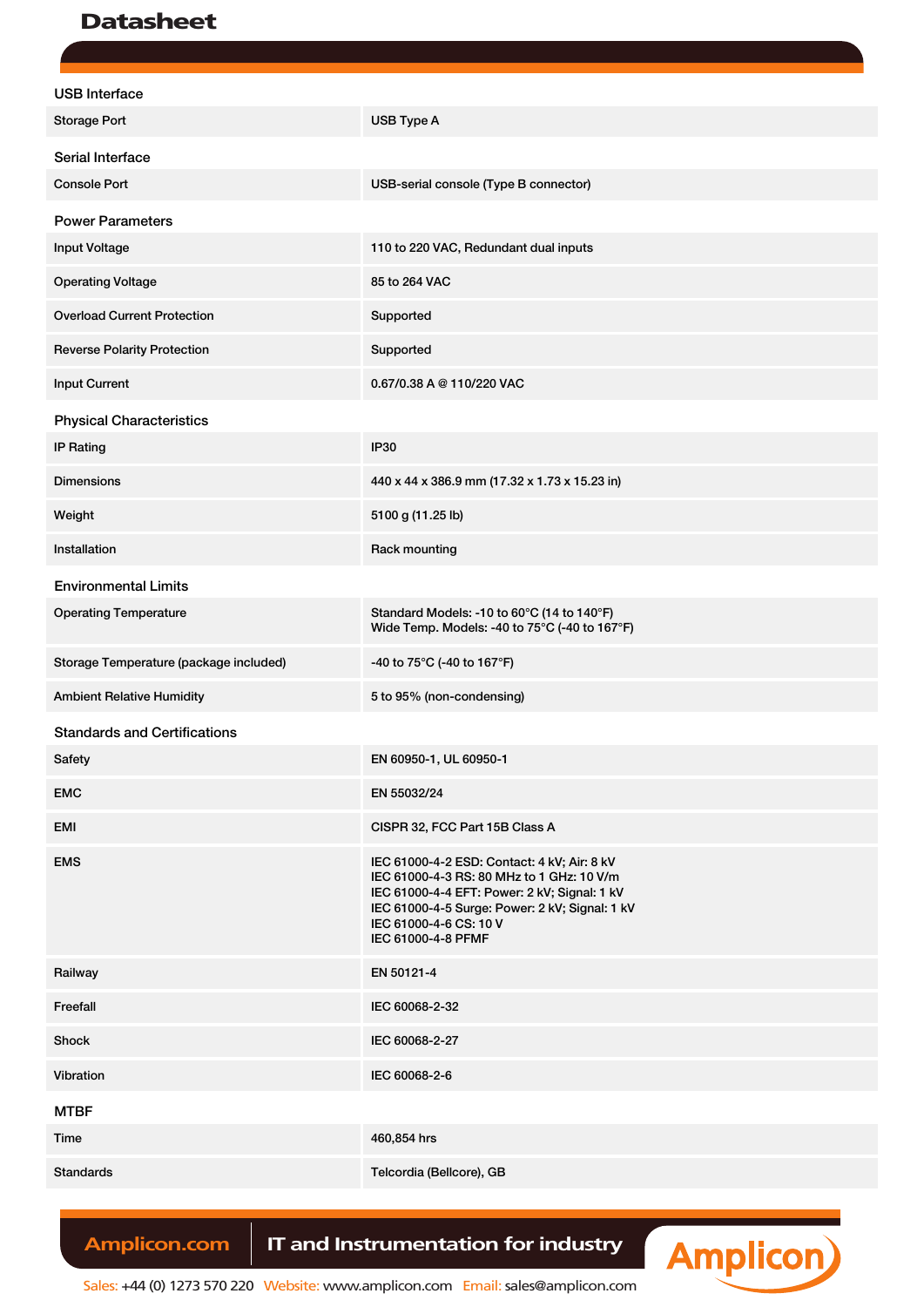# Datasheet

## USB Interface

| | |
|---|---|
| Storage Port | USB Type A |

## Serial Interface

| | |
|---|---|
| Console Port | USB-serial console (Type B connector) |

## Power Parameters

| | |
|---|---|
| Input Voltage | 110 to 220 VAC, Redundant dual inputs |
| Operating Voltage | 85 to 264 VAC |
| Overload Current Protection | Supported |
| Reverse Polarity Protection | Supported |
| Input Current | 0.67/0.38 A @ 110/220 VAC |

## Physical Characteristics

| | |
|---|---|
| IP Rating | IP30 |
| Dimensions | 440 x 44 x 386.9 mm (17.32 x 1.73 x 15.23 in) |
| Weight | 5100 g (11.25 lb) |
| Installation | Rack mounting |

## Environmental Limits

| | |
|---|---|
| Operating Temperature | Standard Models: -10 to 60°C (14 to 140°F)<br>Wide Temp. Models: -40 to 75°C (-40 to 167°F) |
| Storage Temperature (package included) | -40 to 75°C (-40 to 167°F) |
| Ambient Relative Humidity | 5 to 95% (non-condensing) |

## Standards and Certifications

| | |
|---|---|
| Safety | EN 60950-1, UL 60950-1 |
| EMC | EN 55032/24 |
| EMI | CISPR 32, FCC Part 15B Class A |
| EMS | IEC 61000-4-2 ESD: Contact: 4 kV; Air: 8 kV<br>IEC 61000-4-3 RS: 80 MHz to 1 GHz: 10 V/m<br>IEC 61000-4-4 EFT: Power: 2 kV; Signal: 1 kV<br>IEC 61000-4-5 Surge: Power: 2 kV; Signal: 1 kV<br>IEC 61000-4-6 CS: 10 V<br>IEC 61000-4-8 PFMF |
| Railway | EN 50121-4 |
| Freefall | IEC 60068-2-32 |
| Shock | IEC 60068-2-27 |
| Vibration | IEC 60068-2-6 |

## MTBF

| | |
|---|---|
| Time | 460,854 hrs |
| Standards | Telcordia (Bellcore), GB |

Amplicon.com | IT and Instrumentation for industry

Sales: +44 (0) 1273 570 220 Website: www.amplicon.com Email: sales@amplicon.com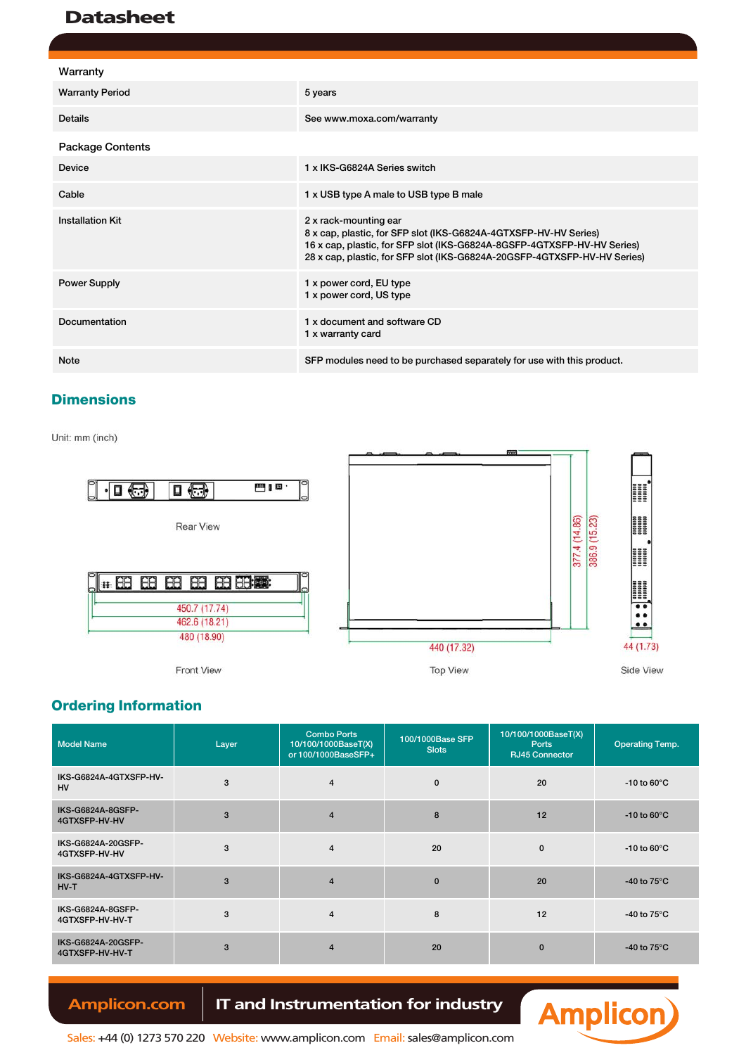# Datasheet

### Warranty

| | |
|---|---|
| Warranty Period | 5 years |
| Details | See www.moxa.com/warranty |

### Package Contents

| | |
|---|---|
| Device | 1 x IKS-G6824A Series switch |
| Cable | 1 x USB type A male to USB type B male |
| Installation Kit | 2 x rack-mounting ear<br>8 x cap, plastic, for SFP slot (IKS-G6824A-4GTXSFP-HV-HV Series)<br>16 x cap, plastic, for SFP slot (IKS-G6824A-8GSFP-4GTXSFP-HV-HV Series)<br>28 x cap, plastic, for SFP slot (IKS-G6824A-20GSFP-4GTXSFP-HV-HV Series) |
| Power Supply | 1 x power cord, EU type<br>1 x power cord, US type |
| Documentation | 1 x document and software CD<br>1 x warranty card |
| Note | SFP modules need to be purchased separately for use with this product. |

## Dimensions

Unit: mm (inch)

Rear View

450.7 (17.74)
462.6 (18.21)
480 (18.90)

Front View

377.4 (14.86)
386.9 (15.23)
440 (17.32)

Top View

44 (1.73)

Side View

## Ordering Information

| Model Name | Layer | Combo Ports 10/100/1000BaseT(X) or 100/1000BaseSFP+ | 100/1000Base SFP Slots | 10/100/1000BaseT(X) Ports RJ45 Connector | Operating Temp. |
|---|---|---|---|---|---|
| IKS-G6824A-4GTXSFP-HV-HV | 3 | 4 | 0 | 20 | -10 to 60°C |
| IKS-G6824A-8GSFP-4GTXSFP-HV-HV | 3 | 4 | 8 | 12 | -10 to 60°C |
| IKS-G6824A-20GSFP-4GTXSFP-HV-HV | 3 | 4 | 20 | 0 | -10 to 60°C |
| IKS-G6824A-4GTXSFP-HV-HV-T | 3 | 4 | 0 | 20 | -40 to 75°C |
| IKS-G6824A-8GSFP-4GTXSFP-HV-HV-T | 3 | 4 | 8 | 12 | -40 to 75°C |
| IKS-G6824A-20GSFP-4GTXSFP-HV-HV-T | 3 | 4 | 20 | 0 | -40 to 75°C |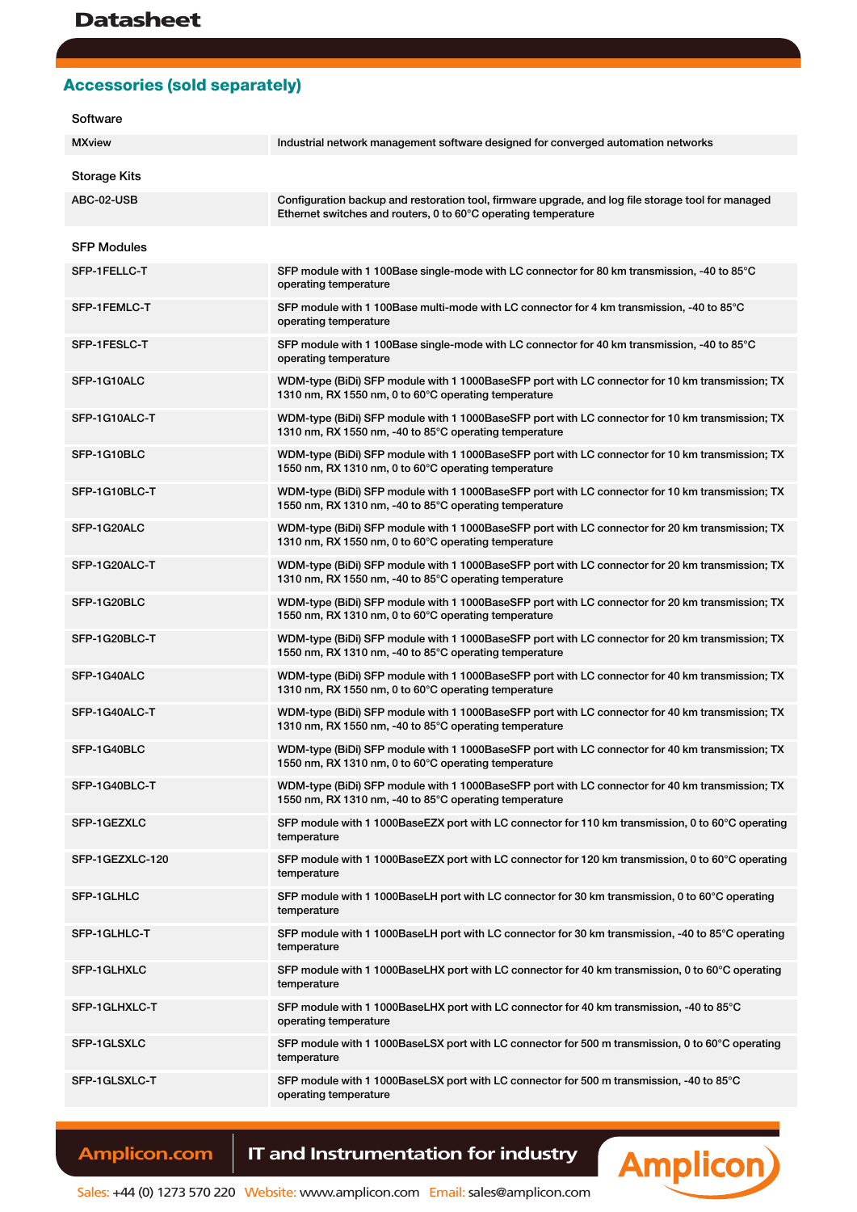## Accessories (sold separately)

### Software

| | |
|---|---|
| MXview | Industrial network management software designed for converged automation networks |

### Storage Kits

| | |
|---|---|
| ABC-02-USB | Configuration backup and restoration tool, firmware upgrade, and log file storage tool for managed Ethernet switches and routers, 0 to 60°C operating temperature |

### SFP Modules

| | |
|---|---|
| SFP-1FELLC-T | SFP module with 1 100Base single-mode with LC connector for 80 km transmission, -40 to 85°C operating temperature |
| SFP-1FEMLC-T | SFP module with 1 100Base multi-mode with LC connector for 4 km transmission, -40 to 85°C operating temperature |
| SFP-1FESLC-T | SFP module with 1 100Base single-mode with LC connector for 40 km transmission, -40 to 85°C operating temperature |
| SFP-1G10ALC | WDM-type (BiDi) SFP module with 1 1000BaseSFP port with LC connector for 10 km transmission; TX 1310 nm, RX 1550 nm, 0 to 60°C operating temperature |
| SFP-1G10ALC-T | WDM-type (BiDi) SFP module with 1 1000BaseSFP port with LC connector for 10 km transmission; TX 1310 nm, RX 1550 nm, -40 to 85°C operating temperature |
| SFP-1G10BLC | WDM-type (BiDi) SFP module with 1 1000BaseSFP port with LC connector for 10 km transmission; TX 1550 nm, RX 1310 nm, 0 to 60°C operating temperature |
| SFP-1G10BLC-T | WDM-type (BiDi) SFP module with 1 1000BaseSFP port with LC connector for 10 km transmission; TX 1550 nm, RX 1310 nm, -40 to 85°C operating temperature |
| SFP-1G20ALC | WDM-type (BiDi) SFP module with 1 1000BaseSFP port with LC connector for 20 km transmission; TX 1310 nm, RX 1550 nm, 0 to 60°C operating temperature |
| SFP-1G20ALC-T | WDM-type (BiDi) SFP module with 1 1000BaseSFP port with LC connector for 20 km transmission; TX 1310 nm, RX 1550 nm, -40 to 85°C operating temperature |
| SFP-1G20BLC | WDM-type (BiDi) SFP module with 1 1000BaseSFP port with LC connector for 20 km transmission; TX 1550 nm, RX 1310 nm, 0 to 60°C operating temperature |
| SFP-1G20BLC-T | WDM-type (BiDi) SFP module with 1 1000BaseSFP port with LC connector for 20 km transmission; TX 1550 nm, RX 1310 nm, -40 to 85°C operating temperature |
| SFP-1G40ALC | WDM-type (BiDi) SFP module with 1 1000BaseSFP port with LC connector for 40 km transmission; TX 1310 nm, RX 1550 nm, 0 to 60°C operating temperature |
| SFP-1G40ALC-T | WDM-type (BiDi) SFP module with 1 1000BaseSFP port with LC connector for 40 km transmission; TX 1310 nm, RX 1550 nm, -40 to 85°C operating temperature |
| SFP-1G40BLC | WDM-type (BiDi) SFP module with 1 1000BaseSFP port with LC connector for 40 km transmission; TX 1550 nm, RX 1310 nm, 0 to 60°C operating temperature |
| SFP-1G40BLC-T | WDM-type (BiDi) SFP module with 1 1000BaseSFP port with LC connector for 40 km transmission; TX 1550 nm, RX 1310 nm, -40 to 85°C operating temperature |
| SFP-1GEZXLC | SFP module with 1 1000BaseEZX port with LC connector for 110 km transmission, 0 to 60°C operating temperature |
| SFP-1GEZXLC-120 | SFP module with 1 1000BaseEZX port with LC connector for 120 km transmission, 0 to 60°C operating temperature |
| SFP-1GLHLC | SFP module with 1 1000BaseLH port with LC connector for 30 km transmission, 0 to 60°C operating temperature |
| SFP-1GLHLC-T | SFP module with 1 1000BaseLH port with LC connector for 30 km transmission, -40 to 85°C operating temperature |
| SFP-1GLHXLC | SFP module with 1 1000BaseLHX port with LC connector for 40 km transmission, 0 to 60°C operating temperature |
| SFP-1GLHXLC-T | SFP module with 1 1000BaseLHX port with LC connector for 40 km transmission, -40 to 85°C operating temperature |
| SFP-1GLSXLC | SFP module with 1 1000BaseLSX port with LC connector for 500 m transmission, 0 to 60°C operating temperature |
| SFP-1GLSXLC-T | SFP module with 1 1000BaseLSX port with LC connector for 500 m transmission, -40 to 85°C operating temperature |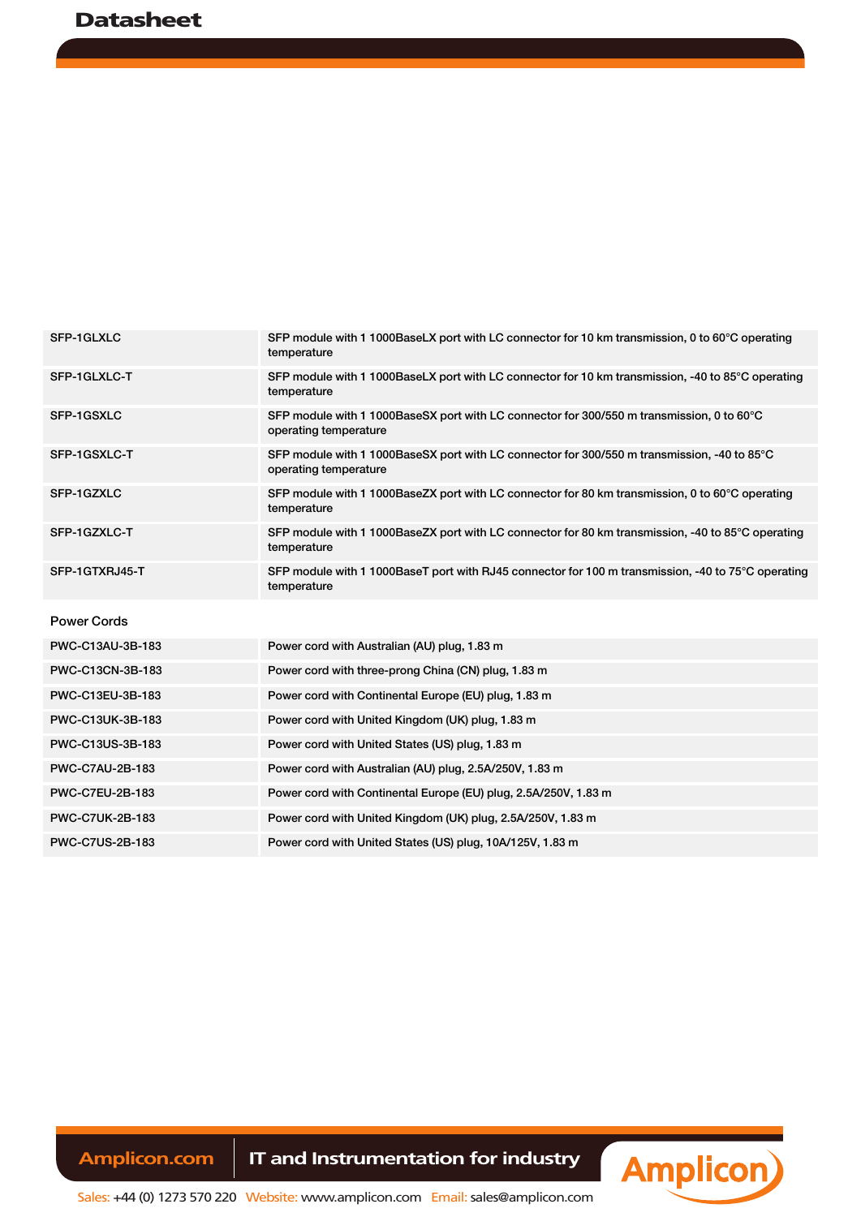| | |
|---|---|
| SFP-1GLXLC | SFP module with 1 1000BaseLX port with LC connector for 10 km transmission, 0 to 60°C operating temperature |
| SFP-1GLXLC-T | SFP module with 1 1000BaseLX port with LC connector for 10 km transmission, -40 to 85°C operating temperature |
| SFP-1GSXLC | SFP module with 1 1000BaseSX port with LC connector for 300/550 m transmission, 0 to 60°C operating temperature |
| SFP-1GSXLC-T | SFP module with 1 1000BaseSX port with LC connector for 300/550 m transmission, -40 to 85°C operating temperature |
| SFP-1GZXLC | SFP module with 1 1000BaseZX port with LC connector for 80 km transmission, 0 to 60°C operating temperature |
| SFP-1GZXLC-T | SFP module with 1 1000BaseZX port with LC connector for 80 km transmission, -40 to 85°C operating temperature |
| SFP-1GTXRJ45-T | SFP module with 1 1000BaseT port with RJ45 connector for 100 m transmission, -40 to 75°C operating temperature |

Power Cords

| | |
|---|---|
| PWC-C13AU-3B-183 | Power cord with Australian (AU) plug, 1.83 m |
| PWC-C13CN-3B-183 | Power cord with three-prong China (CN) plug, 1.83 m |
| PWC-C13EU-3B-183 | Power cord with Continental Europe (EU) plug, 1.83 m |
| PWC-C13UK-3B-183 | Power cord with United Kingdom (UK) plug, 1.83 m |
| PWC-C13US-3B-183 | Power cord with United States (US) plug, 1.83 m |
| PWC-C7AU-2B-183 | Power cord with Australian (AU) plug, 2.5A/250V, 1.83 m |
| PWC-C7EU-2B-183 | Power cord with Continental Europe (EU) plug, 2.5A/250V, 1.83 m |
| PWC-C7UK-2B-183 | Power cord with United Kingdom (UK) plug, 2.5A/250V, 1.83 m |
| PWC-C7US-2B-183 | Power cord with United States (US) plug, 10A/125V, 1.83 m |